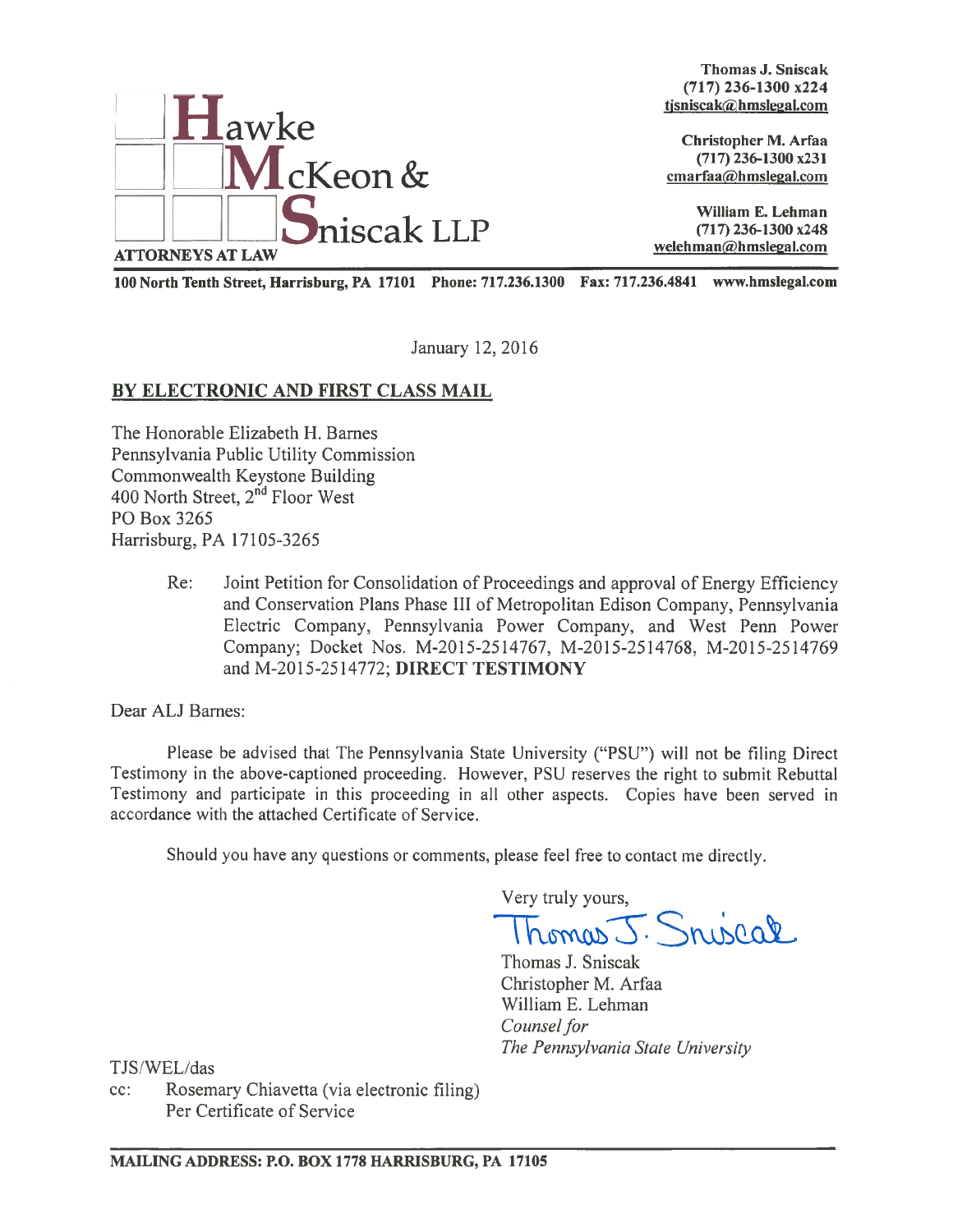**Hawke McKeon & Sniscak LLP**
ATTORNEYS AT LAW

**Thomas J. Sniscak**
**(717) 236-1300 x224**
tjsniscak@hmslegal.com

**Christopher M. Arfaa**
**(717) 236-1300 x231**
cmarfaa@hmslegal.com

**William E. Lehman**
**(717) 236-1300 x248**
welehman@hmslegal.com

**100 North Tenth Street, Harrisburg, PA 17101 Phone: 717.236.1300 Fax: 717.236.4841 www.hmslegal.com**

January 12, 2016

**BY ELECTRONIC AND FIRST CLASS MAIL**

The Honorable Elizabeth H. Barnes
Pennsylvania Public Utility Commission
Commonwealth Keystone Building
400 North Street, 2nd Floor West
PO Box 3265
Harrisburg, PA 17105-3265

Re: Joint Petition for Consolidation of Proceedings and approval of Energy Efficiency and Conservation Plans Phase III of Metropolitan Edison Company, Pennsylvania Electric Company, Pennsylvania Power Company, and West Penn Power Company; Docket Nos. M-2015-2514767, M-2015-2514768, M-2015-2514769 and M-2015-2514772; **DIRECT TESTIMONY**

Dear ALJ Barnes:

Please be advised that The Pennsylvania State University ("PSU") will not be filing Direct Testimony in the above-captioned proceeding. However, PSU reserves the right to submit Rebuttal Testimony and participate in this proceeding in all other aspects. Copies have been served in accordance with the attached Certificate of Service.

Should you have any questions or comments, please feel free to contact me directly.

Very truly yours,

Thomas J. Sniscak
Thomas J. Sniscak
Christopher M. Arfaa
William E. Lehman
*Counsel for*
*The Pennsylvania State University*

TJS/WEL/das
cc: Rosemary Chiavetta (via electronic filing)
Per Certificate of Service

**MAILING ADDRESS: P.O. BOX 1778 HARRISBURG, PA 17105**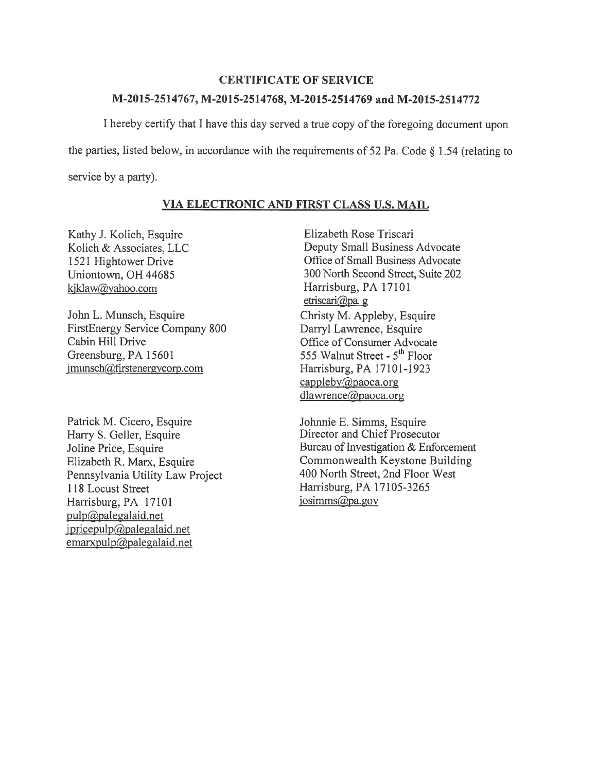# CERTIFICATE OF SERVICE

## M-2015-2514767, M-2015-2514768, M-2015-2514769 and M-2015-2514772

I hereby certify that I have this day served a true copy of the foregoing document upon the parties, listed below, in accordance with the requirements of 52 Pa. Code § 1.54 (relating to service by a party).

**VIA ELECTRONIC AND FIRST CLASS U.S. MAIL**

Kathy J. Kolich, Esquire
Kolich & Associates, LLC
1521 Hightower Drive
Uniontown, OH 44685
kjklaw@yahoo.com

John L. Munsch, Esquire
FirstEnergy Service Company 800
Cabin Hill Drive
Greensburg, PA 15601
jmunsch@firstenergycorp.com

Patrick M. Cicero, Esquire
Harry S. Geller, Esquire
Joline Price, Esquire
Elizabeth R. Marx, Esquire
Pennsylvania Utility Law Project
118 Locust Street
Harrisburg, PA 17101
pulp@palegalaid.net
jpricepulp@palegalaid.net
emarxpulp@palegalaid.net

Elizabeth Rose Triscari
Deputy Small Business Advocate
Office of Small Business Advocate
300 North Second Street, Suite 202
Harrisburg, PA 17101
etriscari@pa. g

Christy M. Appleby, Esquire
Darryl Lawrence, Esquire
Office of Consumer Advocate
555 Walnut Street - 5th Floor
Harrisburg, PA 17101-1923
cappleby@paoca.org
dlawrence@paoca.org

Johnnie E. Simms, Esquire
Director and Chief Prosecutor
Bureau of Investigation & Enforcement
Commonwealth Keystone Building
400 North Street, 2nd Floor West
Harrisburg, PA 17105-3265
josimms@pa.gov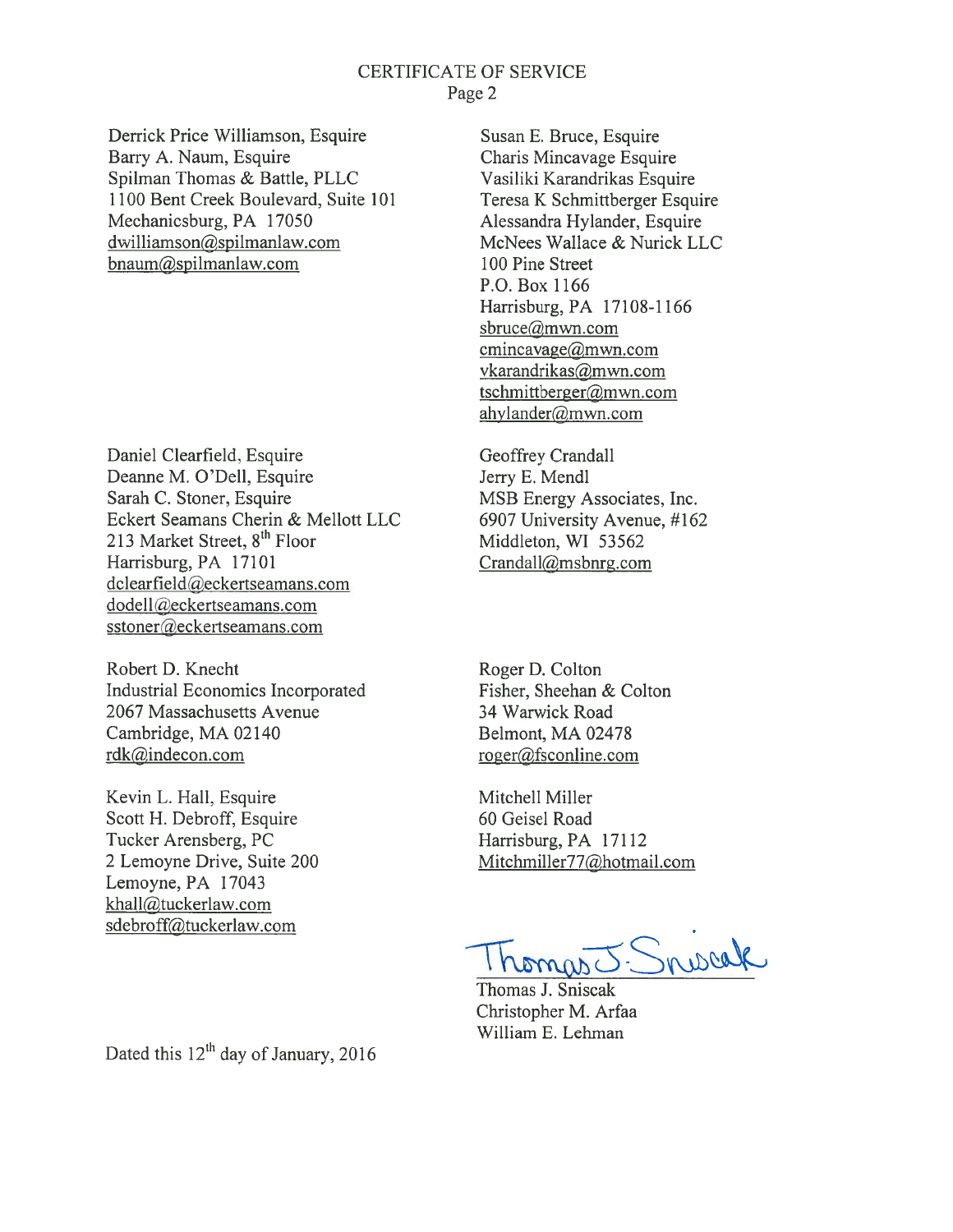## CERTIFICATE OF SERVICE
Page 2

Derrick Price Williamson, Esquire
Barry A. Naum, Esquire
Spilman Thomas & Battle, PLLC
1100 Bent Creek Boulevard, Suite 101
Mechanicsburg, PA 17050
dwilliamson@spilmanlaw.com
bnaum@spilmanlaw.com

Susan E. Bruce, Esquire
Charis Mincavage Esquire
Vasiliki Karandrikas Esquire
Teresa K Schmittberger Esquire
Alessandra Hylander, Esquire
McNees Wallace & Nurick LLC
100 Pine Street
P.O. Box 1166
Harrisburg, PA 17108-1166
sbruce@mwn.com
cmincavage@mwn.com
vkarandrikas@mwn.com
tschmittberger@mwn.com
ahylander@mwn.com

Daniel Clearfield, Esquire
Deanne M. O'Dell, Esquire
Sarah C. Stoner, Esquire
Eckert Seamans Cherin & Mellott LLC
213 Market Street, 8th Floor
Harrisburg, PA 17101
dclearfield@eckertseamans.com
dodell@eckertseamans.com
sstoner@eckertseamans.com

Geoffrey Crandall
Jerry E. Mendl
MSB Energy Associates, Inc.
6907 University Avenue, #162
Middleton, WI 53562
Crandall@msbnrg.com

Robert D. Knecht
Industrial Economics Incorporated
2067 Massachusetts Avenue
Cambridge, MA 02140
rdk@indecon.com

Roger D. Colton
Fisher, Sheehan & Colton
34 Warwick Road
Belmont, MA 02478
roger@fsconline.com

Kevin L. Hall, Esquire
Scott H. Debroff, Esquire
Tucker Arensberg, PC
2 Lemoyne Drive, Suite 200
Lemoyne, PA 17043
khall@tuckerlaw.com
sdebroff@tuckerlaw.com

Mitchell Miller
60 Geisel Road
Harrisburg, PA 17112
Mitchmiller77@hotmail.com

Thomas J. Sniscak
Christopher M. Arfaa
William E. Lehman

Dated this 12th day of January, 2016